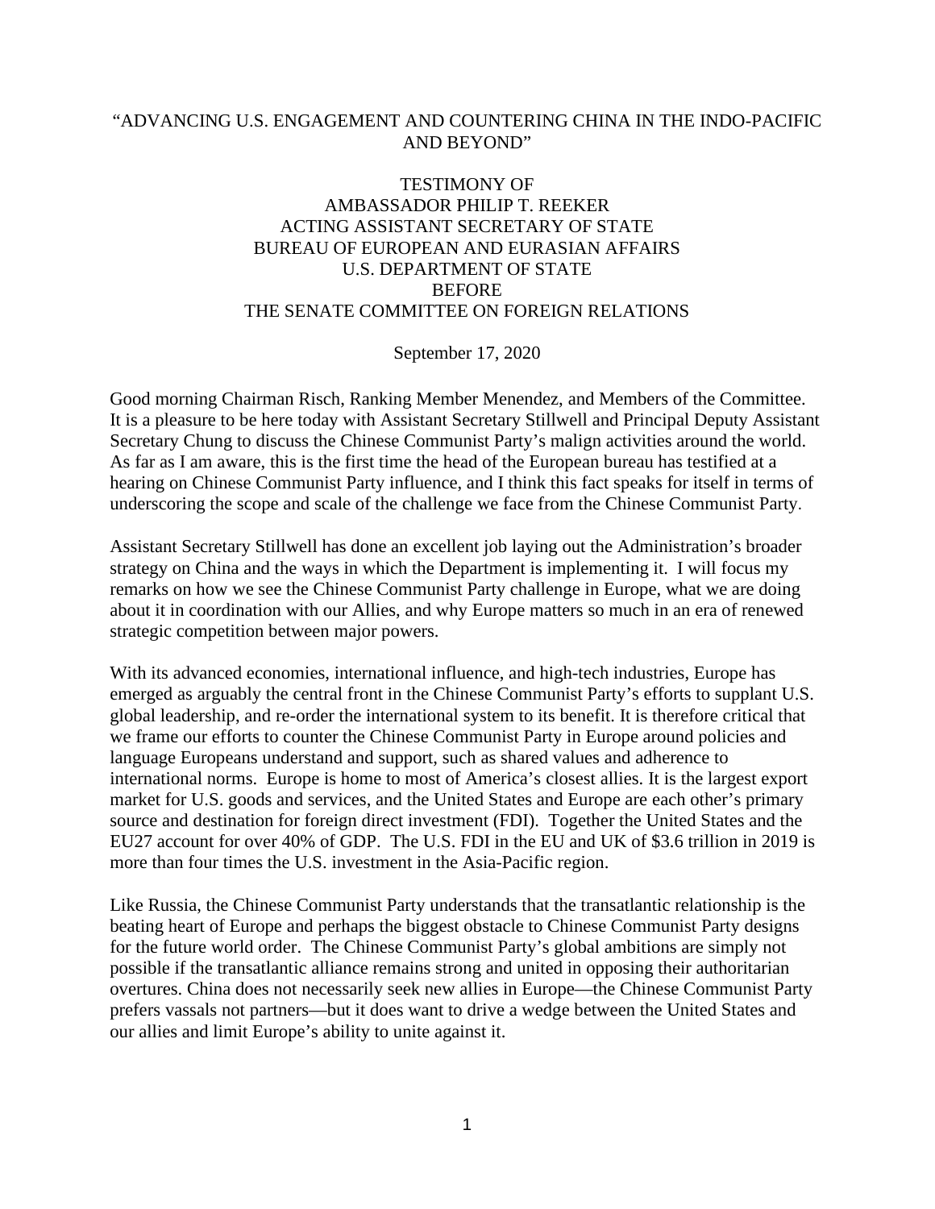# "ADVANCING U.S. ENGAGEMENT AND COUNTERING CHINA IN THE INDO-PACIFIC AND BEYOND"

TESTIMONY OF
AMBASSADOR PHILIP T. REEKER
ACTING ASSISTANT SECRETARY OF STATE
BUREAU OF EUROPEAN AND EURASIAN AFFAIRS
U.S. DEPARTMENT OF STATE
BEFORE
THE SENATE COMMITTEE ON FOREIGN RELATIONS

September 17, 2020

Good morning Chairman Risch, Ranking Member Menendez, and Members of the Committee. It is a pleasure to be here today with Assistant Secretary Stillwell and Principal Deputy Assistant Secretary Chung to discuss the Chinese Communist Party's malign activities around the world. As far as I am aware, this is the first time the head of the European bureau has testified at a hearing on Chinese Communist Party influence, and I think this fact speaks for itself in terms of underscoring the scope and scale of the challenge we face from the Chinese Communist Party.

Assistant Secretary Stillwell has done an excellent job laying out the Administration's broader strategy on China and the ways in which the Department is implementing it. I will focus my remarks on how we see the Chinese Communist Party challenge in Europe, what we are doing about it in coordination with our Allies, and why Europe matters so much in an era of renewed strategic competition between major powers.

With its advanced economies, international influence, and high-tech industries, Europe has emerged as arguably the central front in the Chinese Communist Party's efforts to supplant U.S. global leadership, and re-order the international system to its benefit. It is therefore critical that we frame our efforts to counter the Chinese Communist Party in Europe around policies and language Europeans understand and support, such as shared values and adherence to international norms. Europe is home to most of America's closest allies. It is the largest export market for U.S. goods and services, and the United States and Europe are each other's primary source and destination for foreign direct investment (FDI). Together the United States and the EU27 account for over 40% of GDP. The U.S. FDI in the EU and UK of $3.6 trillion in 2019 is more than four times the U.S. investment in the Asia-Pacific region.

Like Russia, the Chinese Communist Party understands that the transatlantic relationship is the beating heart of Europe and perhaps the biggest obstacle to Chinese Communist Party designs for the future world order. The Chinese Communist Party's global ambitions are simply not possible if the transatlantic alliance remains strong and united in opposing their authoritarian overtures. China does not necessarily seek new allies in Europe—the Chinese Communist Party prefers vassals not partners—but it does want to drive a wedge between the United States and our allies and limit Europe's ability to unite against it.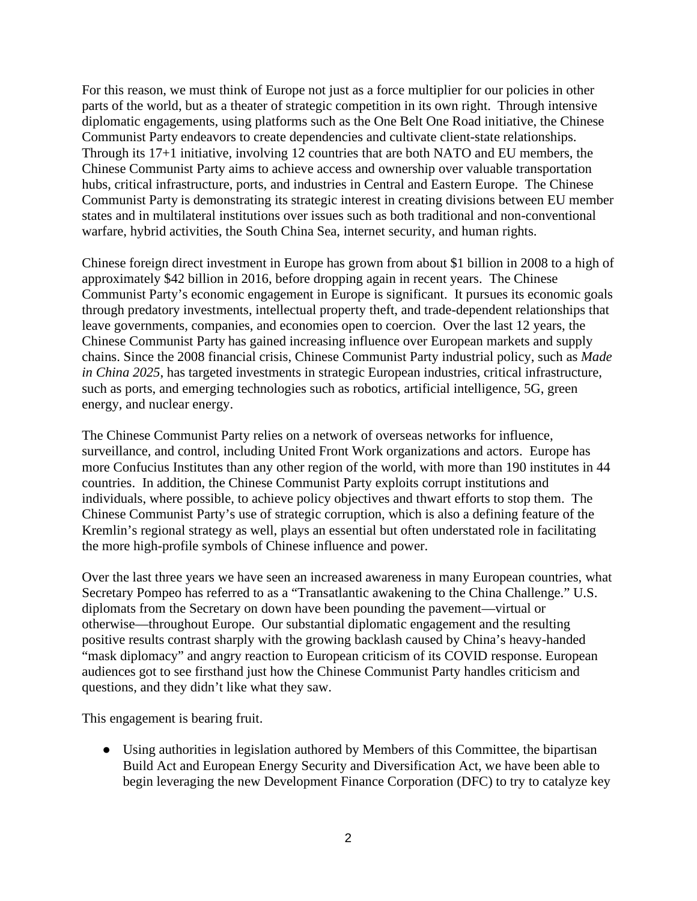For this reason, we must think of Europe not just as a force multiplier for our policies in other parts of the world, but as a theater of strategic competition in its own right. Through intensive diplomatic engagements, using platforms such as the One Belt One Road initiative, the Chinese Communist Party endeavors to create dependencies and cultivate client-state relationships. Through its 17+1 initiative, involving 12 countries that are both NATO and EU members, the Chinese Communist Party aims to achieve access and ownership over valuable transportation hubs, critical infrastructure, ports, and industries in Central and Eastern Europe. The Chinese Communist Party is demonstrating its strategic interest in creating divisions between EU member states and in multilateral institutions over issues such as both traditional and non-conventional warfare, hybrid activities, the South China Sea, internet security, and human rights.

Chinese foreign direct investment in Europe has grown from about $1 billion in 2008 to a high of approximately $42 billion in 2016, before dropping again in recent years. The Chinese Communist Party's economic engagement in Europe is significant. It pursues its economic goals through predatory investments, intellectual property theft, and trade-dependent relationships that leave governments, companies, and economies open to coercion. Over the last 12 years, the Chinese Communist Party has gained increasing influence over European markets and supply chains. Since the 2008 financial crisis, Chinese Communist Party industrial policy, such as *Made in China 2025*, has targeted investments in strategic European industries, critical infrastructure, such as ports, and emerging technologies such as robotics, artificial intelligence, 5G, green energy, and nuclear energy.

The Chinese Communist Party relies on a network of overseas networks for influence, surveillance, and control, including United Front Work organizations and actors. Europe has more Confucius Institutes than any other region of the world, with more than 190 institutes in 44 countries. In addition, the Chinese Communist Party exploits corrupt institutions and individuals, where possible, to achieve policy objectives and thwart efforts to stop them. The Chinese Communist Party's use of strategic corruption, which is also a defining feature of the Kremlin's regional strategy as well, plays an essential but often understated role in facilitating the more high-profile symbols of Chinese influence and power.

Over the last three years we have seen an increased awareness in many European countries, what Secretary Pompeo has referred to as a "Transatlantic awakening to the China Challenge." U.S. diplomats from the Secretary on down have been pounding the pavement—virtual or otherwise—throughout Europe. Our substantial diplomatic engagement and the resulting positive results contrast sharply with the growing backlash caused by China's heavy-handed "mask diplomacy" and angry reaction to European criticism of its COVID response. European audiences got to see firsthand just how the Chinese Communist Party handles criticism and questions, and they didn't like what they saw.

This engagement is bearing fruit.

- Using authorities in legislation authored by Members of this Committee, the bipartisan Build Act and European Energy Security and Diversification Act, we have been able to begin leveraging the new Development Finance Corporation (DFC) to try to catalyze key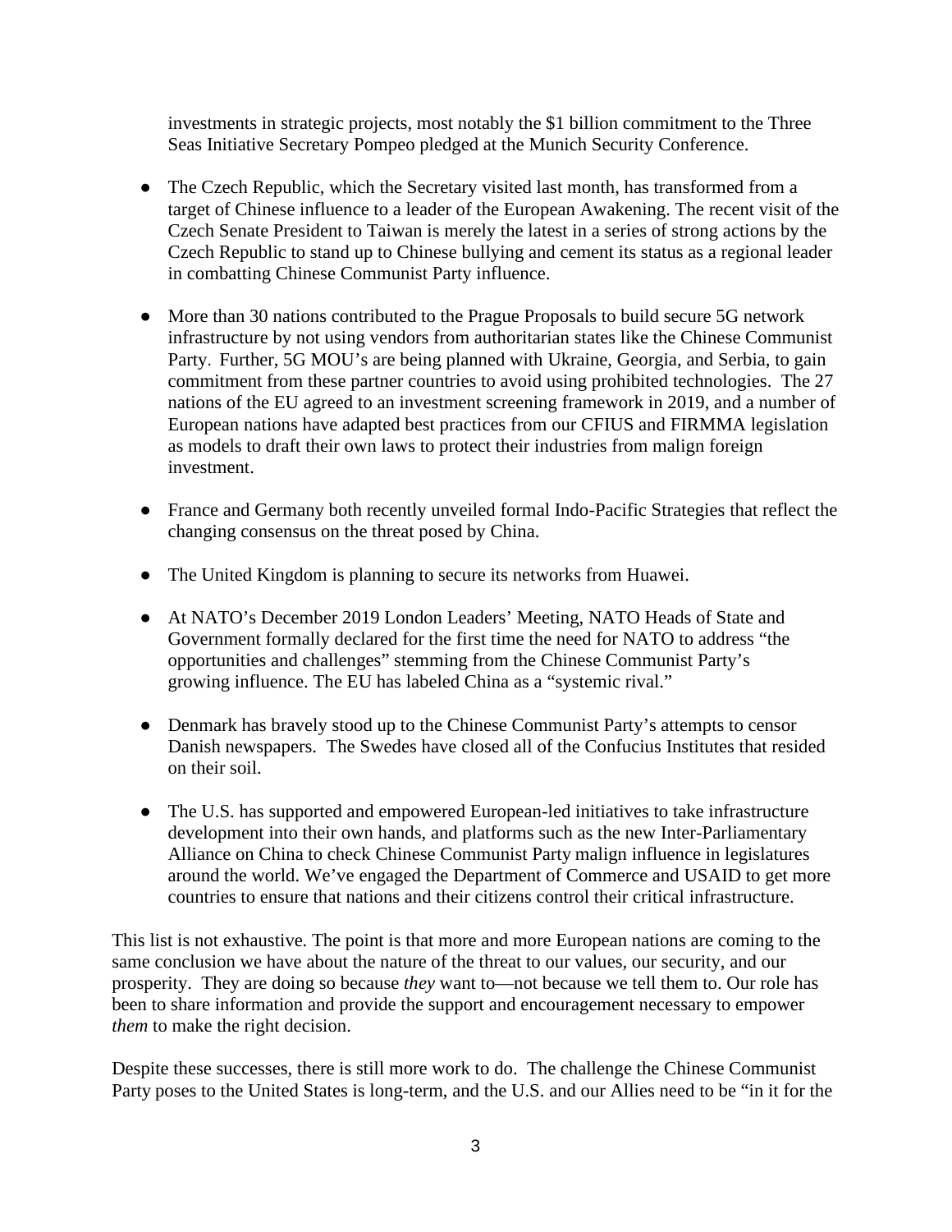investments in strategic projects, most notably the $1 billion commitment to the Three Seas Initiative Secretary Pompeo pledged at the Munich Security Conference.

- The Czech Republic, which the Secretary visited last month, has transformed from a target of Chinese influence to a leader of the European Awakening. The recent visit of the Czech Senate President to Taiwan is merely the latest in a series of strong actions by the Czech Republic to stand up to Chinese bullying and cement its status as a regional leader in combatting Chinese Communist Party influence.

- More than 30 nations contributed to the Prague Proposals to build secure 5G network infrastructure by not using vendors from authoritarian states like the Chinese Communist Party. Further, 5G MOU's are being planned with Ukraine, Georgia, and Serbia, to gain commitment from these partner countries to avoid using prohibited technologies. The 27 nations of the EU agreed to an investment screening framework in 2019, and a number of European nations have adapted best practices from our CFIUS and FIRMMA legislation as models to draft their own laws to protect their industries from malign foreign investment.

- France and Germany both recently unveiled formal Indo-Pacific Strategies that reflect the changing consensus on the threat posed by China.

- The United Kingdom is planning to secure its networks from Huawei.

- At NATO's December 2019 London Leaders' Meeting, NATO Heads of State and Government formally declared for the first time the need for NATO to address "the opportunities and challenges" stemming from the Chinese Communist Party's growing influence. The EU has labeled China as a "systemic rival."

- Denmark has bravely stood up to the Chinese Communist Party's attempts to censor Danish newspapers. The Swedes have closed all of the Confucius Institutes that resided on their soil.

- The U.S. has supported and empowered European-led initiatives to take infrastructure development into their own hands, and platforms such as the new Inter-Parliamentary Alliance on China to check Chinese Communist Party malign influence in legislatures around the world. We've engaged the Department of Commerce and USAID to get more countries to ensure that nations and their citizens control their critical infrastructure.

This list is not exhaustive. The point is that more and more European nations are coming to the same conclusion we have about the nature of the threat to our values, our security, and our prosperity. They are doing so because *they* want to—not because we tell them to. Our role has been to share information and provide the support and encouragement necessary to empower *them* to make the right decision.

Despite these successes, there is still more work to do. The challenge the Chinese Communist Party poses to the United States is long-term, and the U.S. and our Allies need to be "in it for the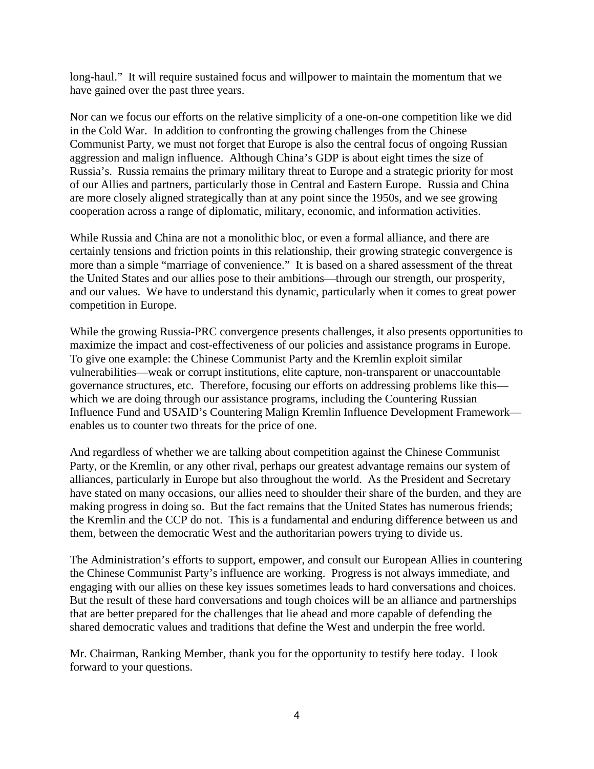long-haul." It will require sustained focus and willpower to maintain the momentum that we have gained over the past three years.

Nor can we focus our efforts on the relative simplicity of a one-on-one competition like we did in the Cold War. In addition to confronting the growing challenges from the Chinese Communist Party, we must not forget that Europe is also the central focus of ongoing Russian aggression and malign influence. Although China's GDP is about eight times the size of Russia's. Russia remains the primary military threat to Europe and a strategic priority for most of our Allies and partners, particularly those in Central and Eastern Europe. Russia and China are more closely aligned strategically than at any point since the 1950s, and we see growing cooperation across a range of diplomatic, military, economic, and information activities.

While Russia and China are not a monolithic bloc, or even a formal alliance, and there are certainly tensions and friction points in this relationship, their growing strategic convergence is more than a simple "marriage of convenience." It is based on a shared assessment of the threat the United States and our allies pose to their ambitions—through our strength, our prosperity, and our values. We have to understand this dynamic, particularly when it comes to great power competition in Europe.

While the growing Russia-PRC convergence presents challenges, it also presents opportunities to maximize the impact and cost-effectiveness of our policies and assistance programs in Europe. To give one example: the Chinese Communist Party and the Kremlin exploit similar vulnerabilities—weak or corrupt institutions, elite capture, non-transparent or unaccountable governance structures, etc. Therefore, focusing our efforts on addressing problems like this—which we are doing through our assistance programs, including the Countering Russian Influence Fund and USAID's Countering Malign Kremlin Influence Development Framework—enables us to counter two threats for the price of one.

And regardless of whether we are talking about competition against the Chinese Communist Party, or the Kremlin, or any other rival, perhaps our greatest advantage remains our system of alliances, particularly in Europe but also throughout the world. As the President and Secretary have stated on many occasions, our allies need to shoulder their share of the burden, and they are making progress in doing so. But the fact remains that the United States has numerous friends; the Kremlin and the CCP do not. This is a fundamental and enduring difference between us and them, between the democratic West and the authoritarian powers trying to divide us.

The Administration's efforts to support, empower, and consult our European Allies in countering the Chinese Communist Party's influence are working. Progress is not always immediate, and engaging with our allies on these key issues sometimes leads to hard conversations and choices. But the result of these hard conversations and tough choices will be an alliance and partnerships that are better prepared for the challenges that lie ahead and more capable of defending the shared democratic values and traditions that define the West and underpin the free world.

Mr. Chairman, Ranking Member, thank you for the opportunity to testify here today. I look forward to your questions.